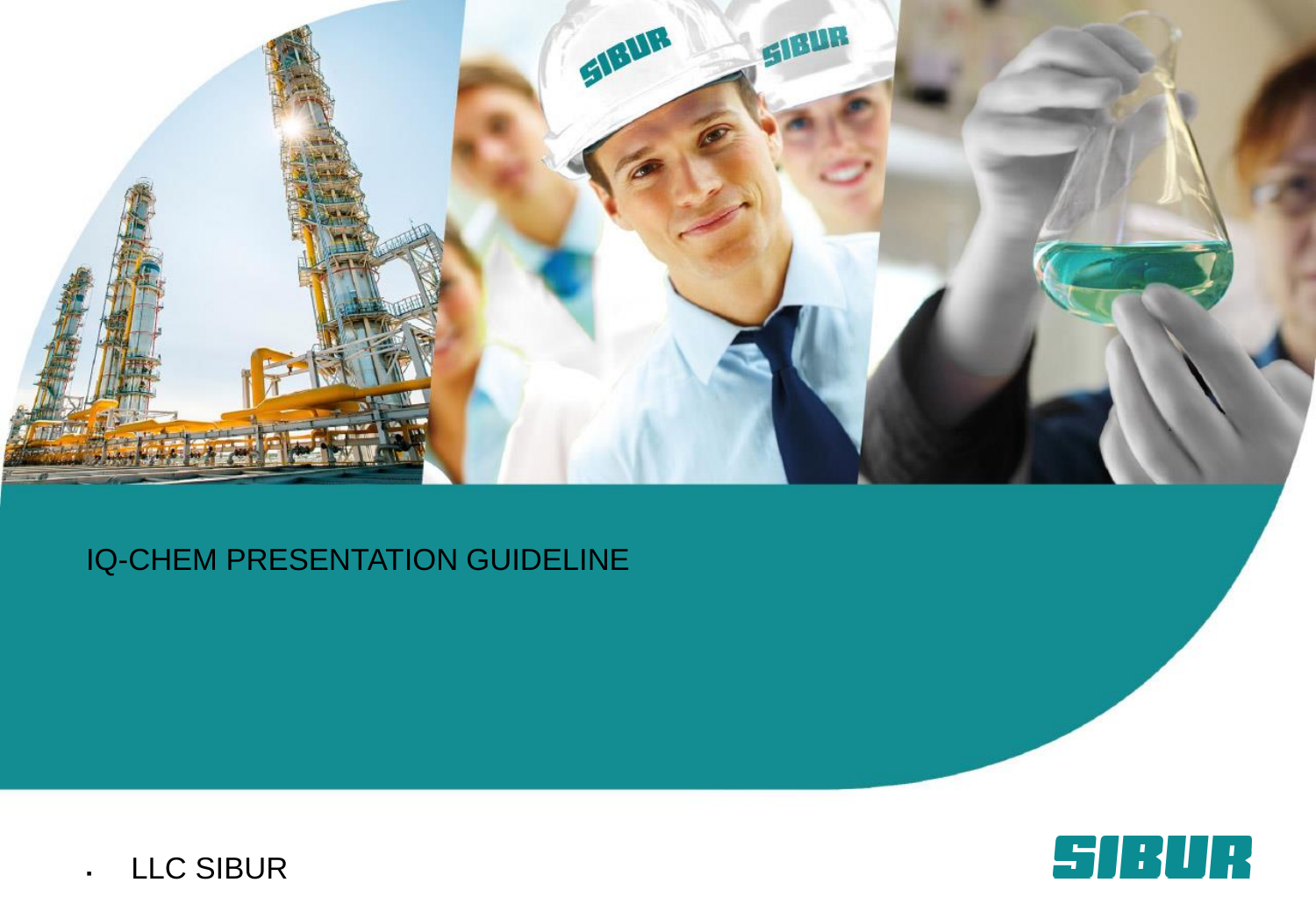# IQ-CHEM PRESENTATION GUIDELINE

- LLC SIBUR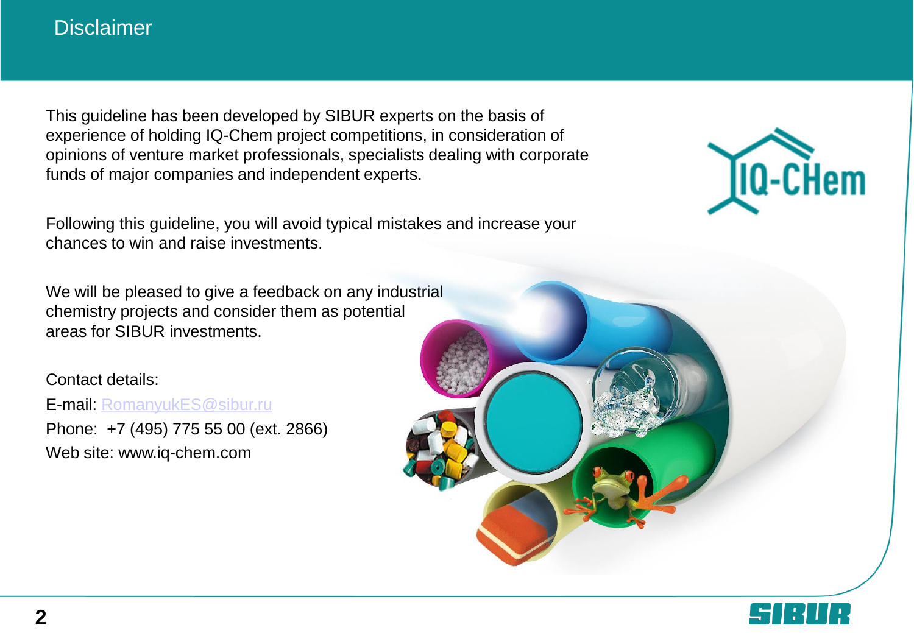# Disclaimer

This guideline has been developed by SIBUR experts on the basis of experience of holding IQ-Chem project competitions, in consideration of opinions of venture market professionals, specialists dealing with corporate funds of major companies and independent experts.

Following this guideline, you will avoid typical mistakes and increase your chances to win and raise investments.

We will be pleased to give a feedback on any industrial chemistry projects and consider them as potential areas for SIBUR investments.

Contact details:

E-mail: RomanyukES@sibur.ru

Phone: +7 (495) 775 55 00 (ext. 2866)

Web site: www.iq-chem.com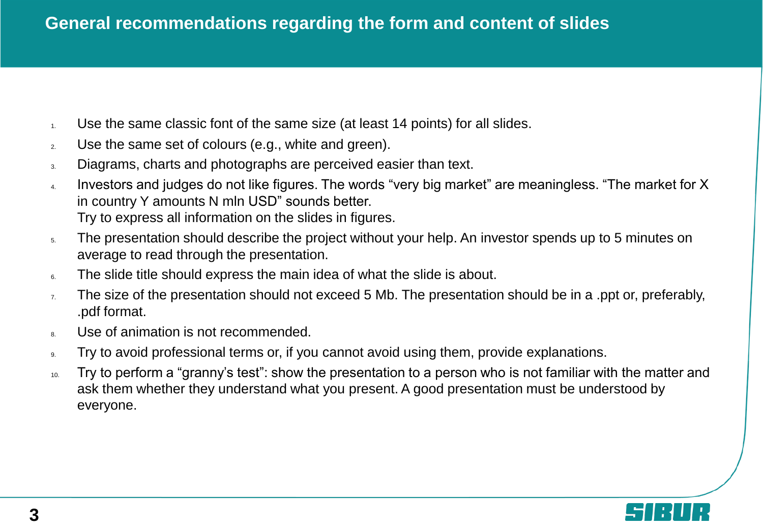# General recommendations regarding the form and content of slides

1. Use the same classic font of the same size (at least 14 points) for all slides.
2. Use the same set of colours (e.g., white and green).
3. Diagrams, charts and photographs are perceived easier than text.
4. Investors and judges do not like figures. The words “very big market” are meaningless. “The market for X in country Y amounts N mln USD” sounds better.
   Try to express all information on the slides in figures.
5. The presentation should describe the project without your help. An investor spends up to 5 minutes on average to read through the presentation.
6. The slide title should express the main idea of what the slide is about.
7. The size of the presentation should not exceed 5 Mb. The presentation should be in a .ppt or, preferably, .pdf format.
8. Use of animation is not recommended.
9. Try to avoid professional terms or, if you cannot avoid using them, provide explanations.
10. Try to perform a “granny’s test”: show the presentation to a person who is not familiar with the matter and ask them whether they understand what you present. A good presentation must be understood by everyone.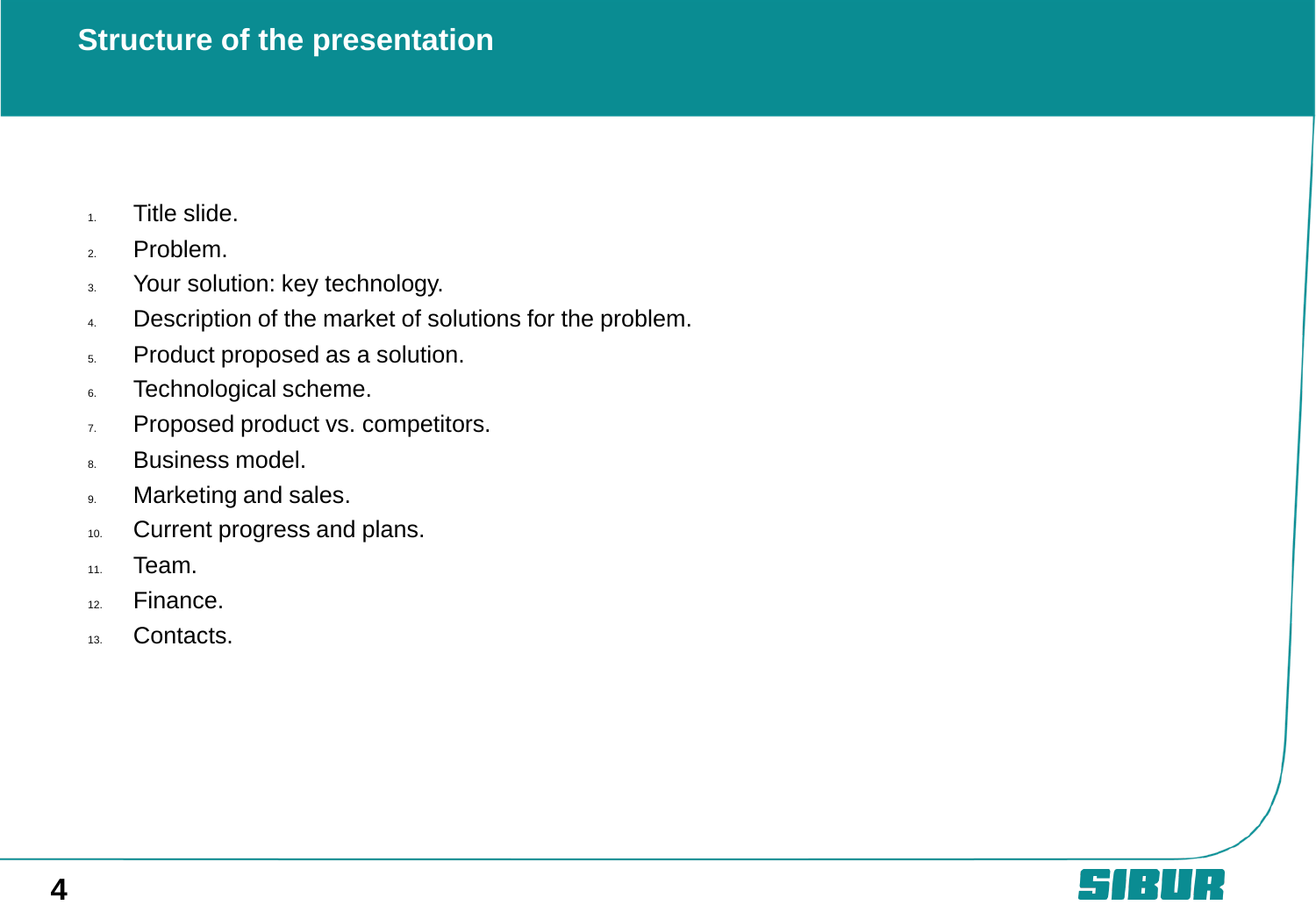# Structure of the presentation

1. Title slide.
2. Problem.
3. Your solution: key technology.
4. Description of the market of solutions for the problem.
5. Product proposed as a solution.
6. Technological scheme.
7. Proposed product vs. competitors.
8. Business model.
9. Marketing and sales.
10. Current progress and plans.
11. Team.
12. Finance.
13. Contacts.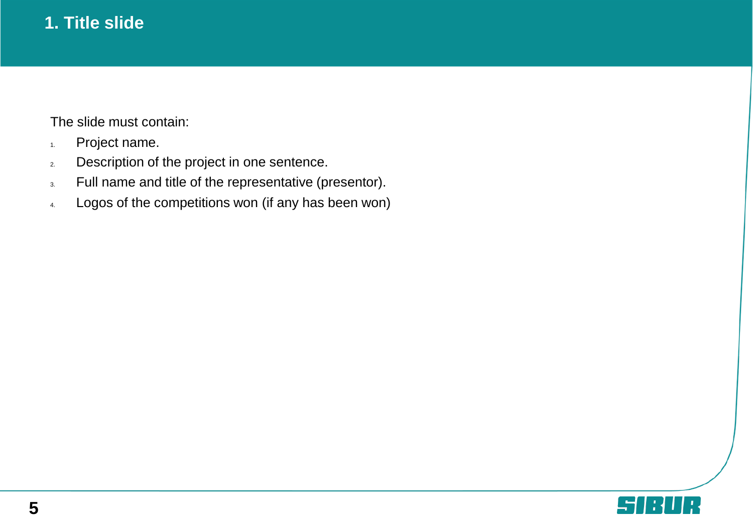# 1. Title slide

The slide must contain:

1. Project name.
2. Description of the project in one sentence.
3. Full name and title of the representative (presentor).
4. Logos of the competitions won (if any has been won)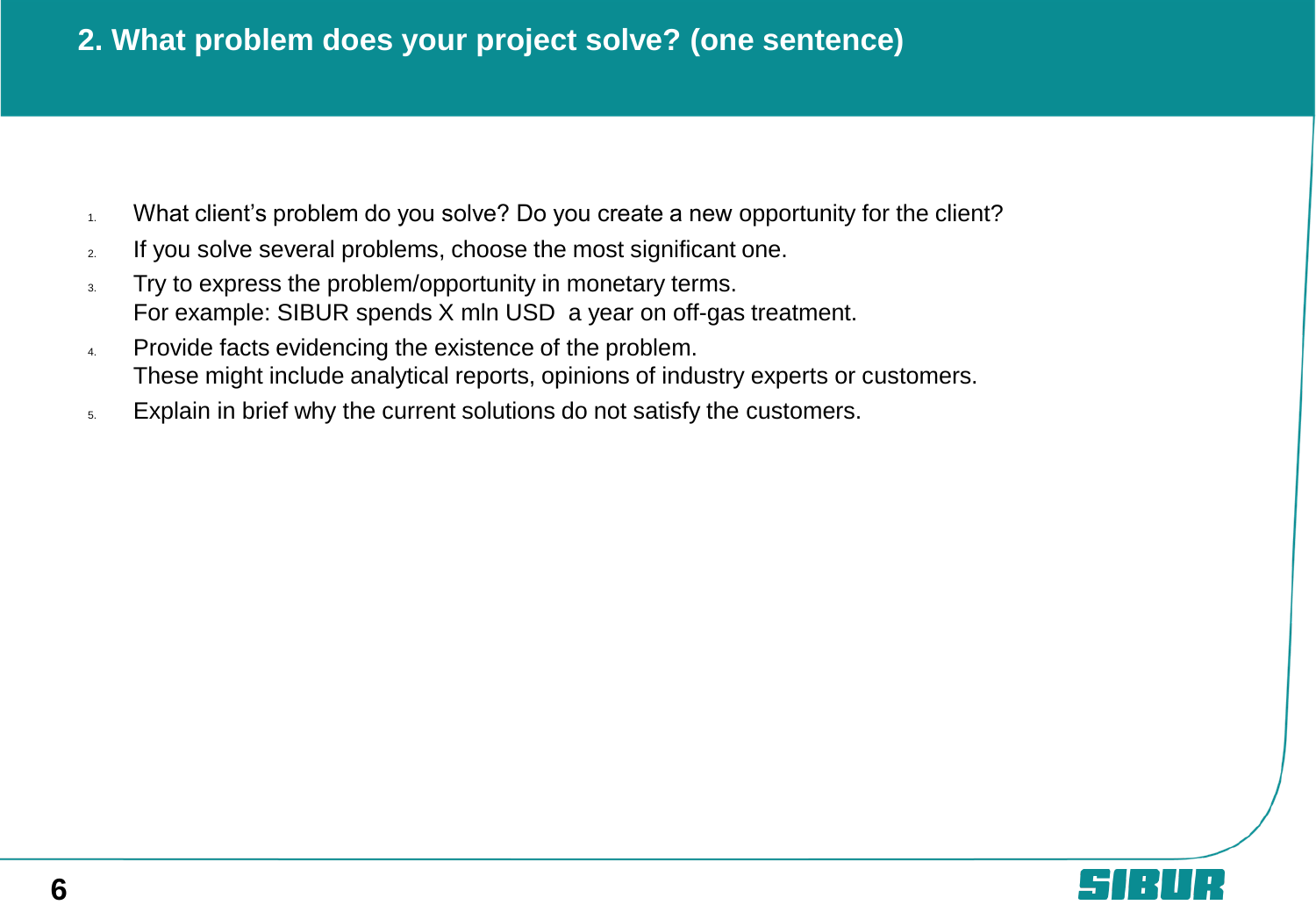## 2. What problem does your project solve? (one sentence)

1. What client's problem do you solve? Do you create a new opportunity for the client?
2. If you solve several problems, choose the most significant one.
3. Try to express the problem/opportunity in monetary terms.
   For example: SIBUR spends X mln USD a year on off-gas treatment.
4. Provide facts evidencing the existence of the problem.
   These might include analytical reports, opinions of industry experts or customers.
5. Explain in brief why the current solutions do not satisfy the customers.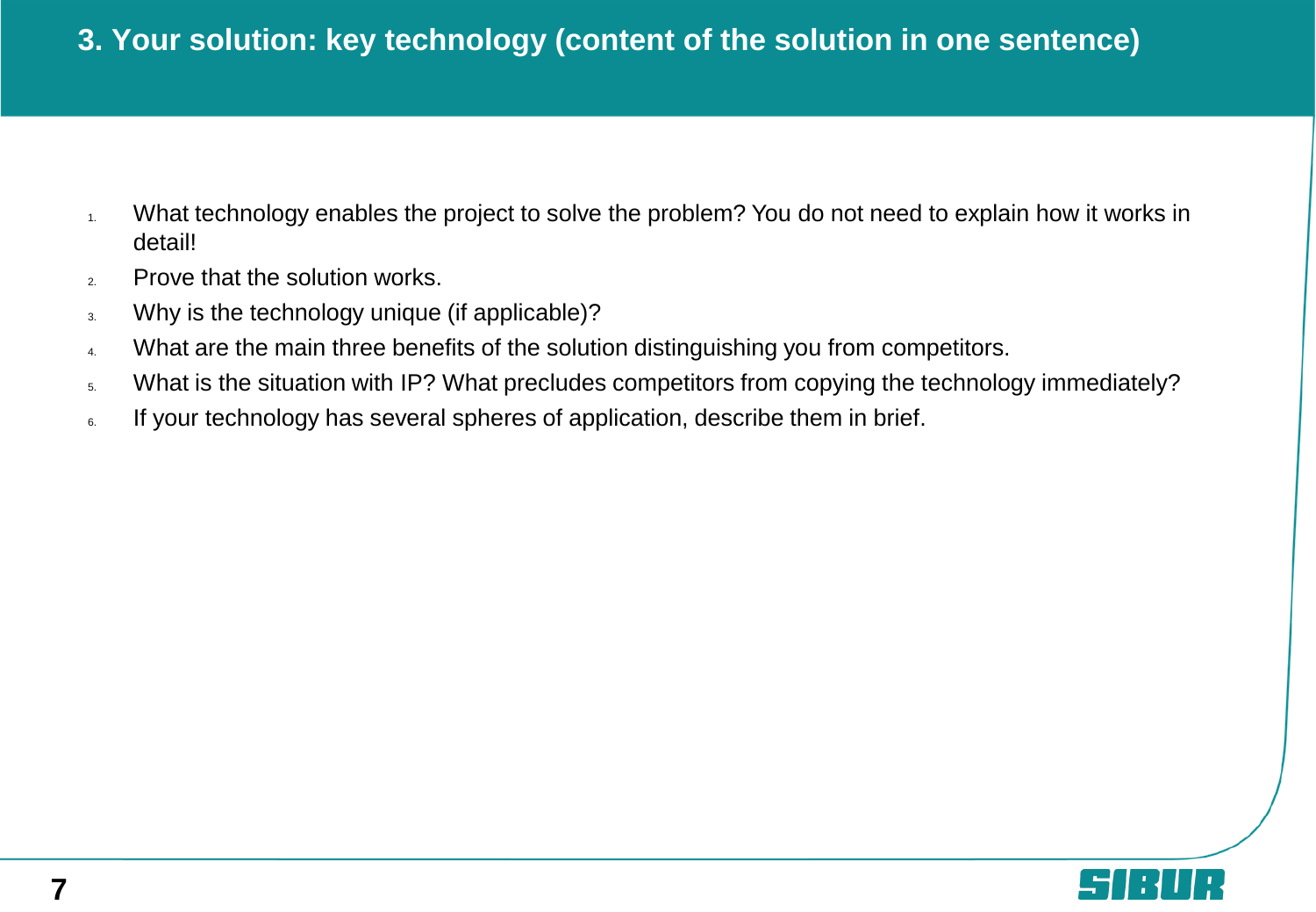# 3. Your solution: key technology (content of the solution in one sentence)

1. What technology enables the project to solve the problem? You do not need to explain how it works in detail!
2. Prove that the solution works.
3. Why is the technology unique (if applicable)?
4. What are the main three benefits of the solution distinguishing you from competitors.
5. What is the situation with IP? What precludes competitors from copying the technology immediately?
6. If your technology has several spheres of application, describe them in brief.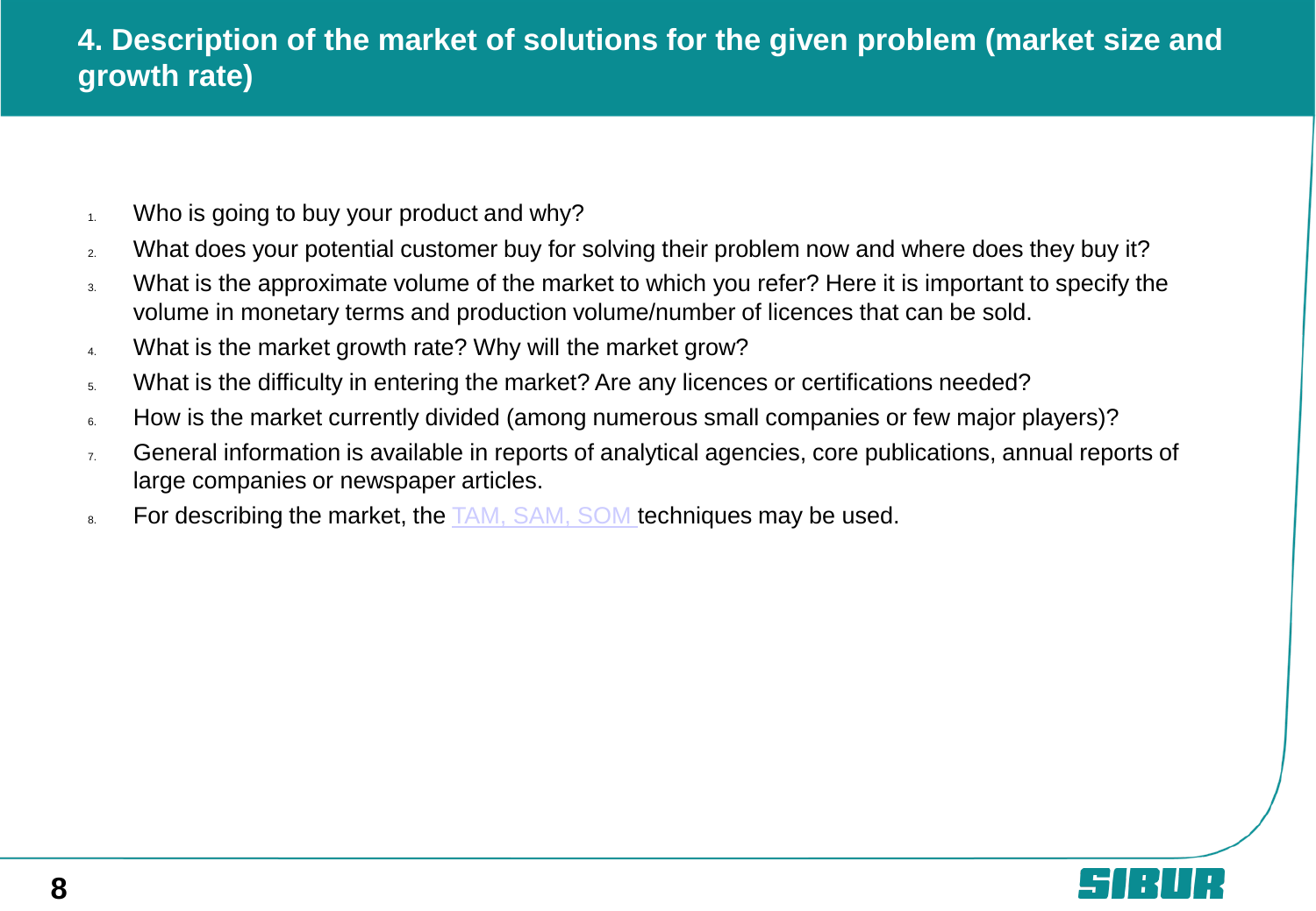# 4. Description of the market of solutions for the given problem (market size and growth rate)

1. Who is going to buy your product and why?
2. What does your potential customer buy for solving their problem now and where does they buy it?
3. What is the approximate volume of the market to which you refer? Here it is important to specify the volume in monetary terms and production volume/number of licences that can be sold.
4. What is the market growth rate? Why will the market grow?
5. What is the difficulty in entering the market? Are any licences or certifications needed?
6. How is the market currently divided (among numerous small companies or few major players)?
7. General information is available in reports of analytical agencies, core publications, annual reports of large companies or newspaper articles.
8. For describing the market, the TAM, SAM, SOM techniques may be used.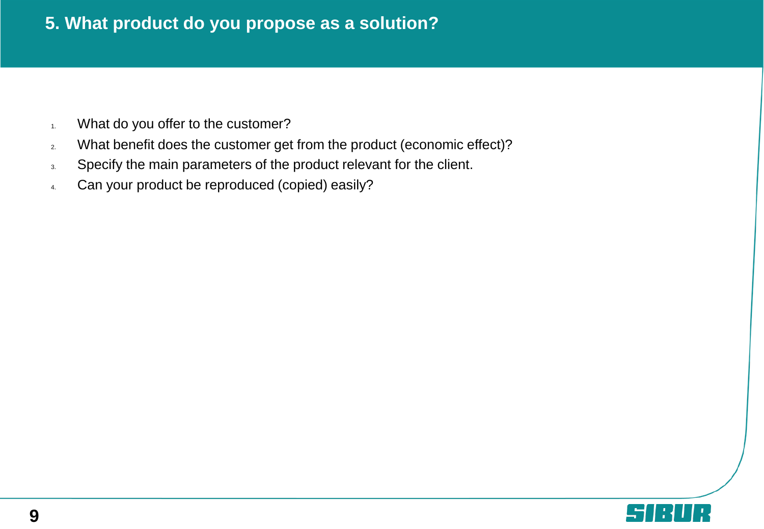# 5. What product do you propose as a solution?

1. What do you offer to the customer?
2. What benefit does the customer get from the product (economic effect)?
3. Specify the main parameters of the product relevant for the client.
4. Can your product be reproduced (copied) easily?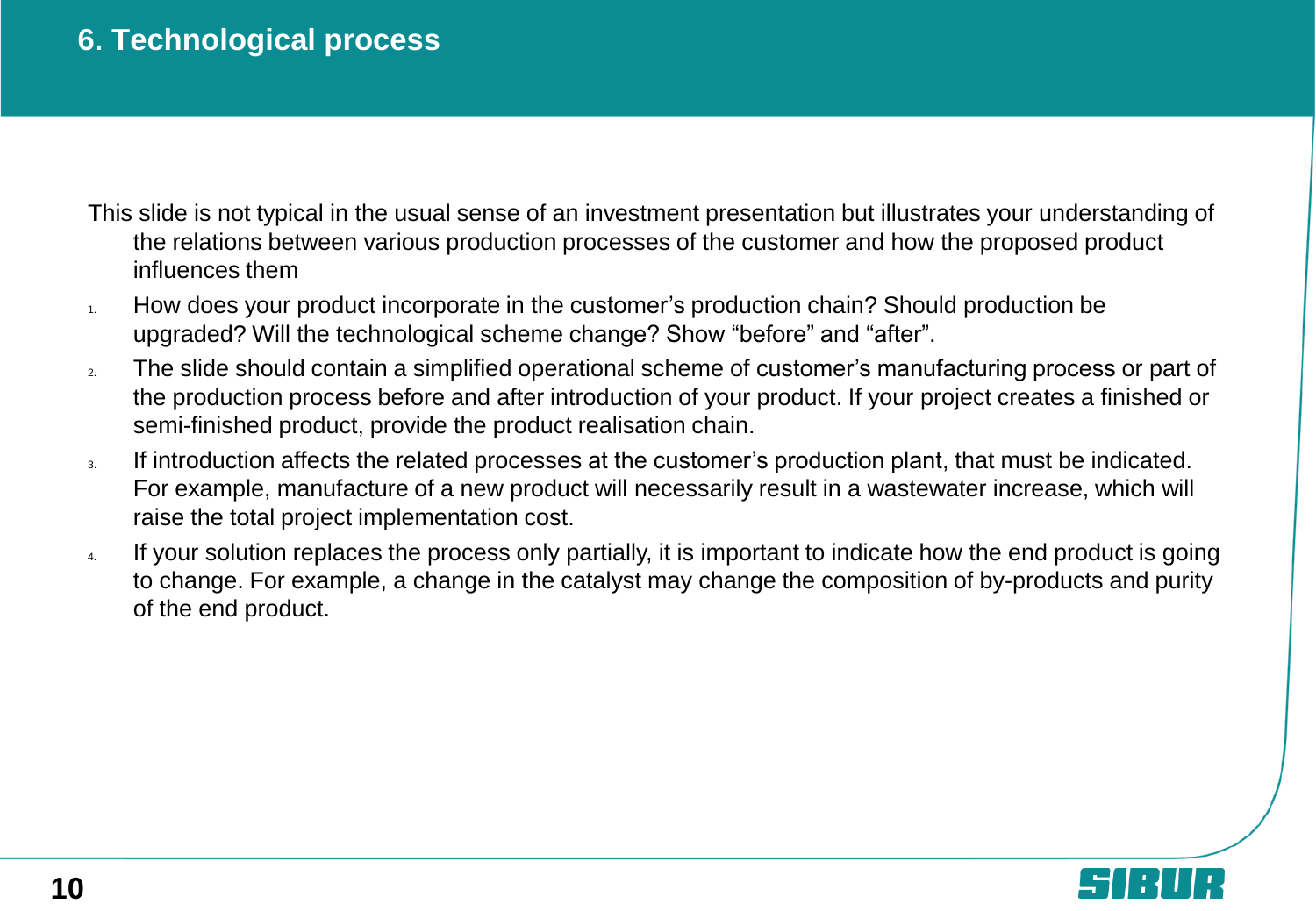# 6. Technological process

This slide is not typical in the usual sense of an investment presentation but illustrates your understanding of the relations between various production processes of the customer and how the proposed product influences them

1. How does your product incorporate in the customer's production chain? Should production be upgraded? Will the technological scheme change? Show "before" and "after".
2. The slide should contain a simplified operational scheme of customer's manufacturing process or part of the production process before and after introduction of your product. If your project creates a finished or semi-finished product, provide the product realisation chain.
3. If introduction affects the related processes at the customer's production plant, that must be indicated. For example, manufacture of a new product will necessarily result in a wastewater increase, which will raise the total project implementation cost.
4. If your solution replaces the process only partially, it is important to indicate how the end product is going to change. For example, a change in the catalyst may change the composition of by-products and purity of the end product.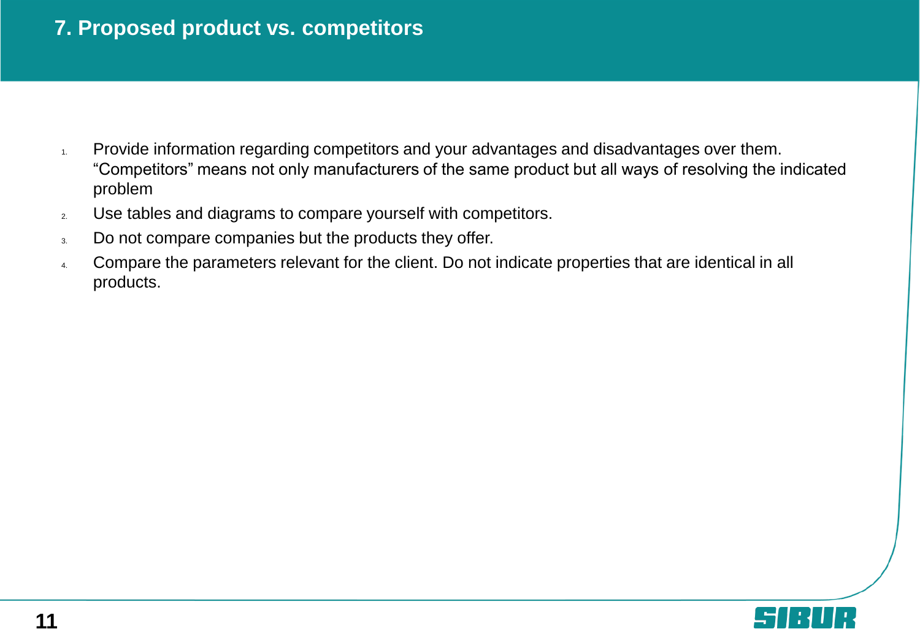# 7. Proposed product vs. competitors

1. Provide information regarding competitors and your advantages and disadvantages over them. “Competitors” means not only manufacturers of the same product but all ways of resolving the indicated problem
2. Use tables and diagrams to compare yourself with competitors.
3. Do not compare companies but the products they offer.
4. Compare the parameters relevant for the client. Do not indicate properties that are identical in all products.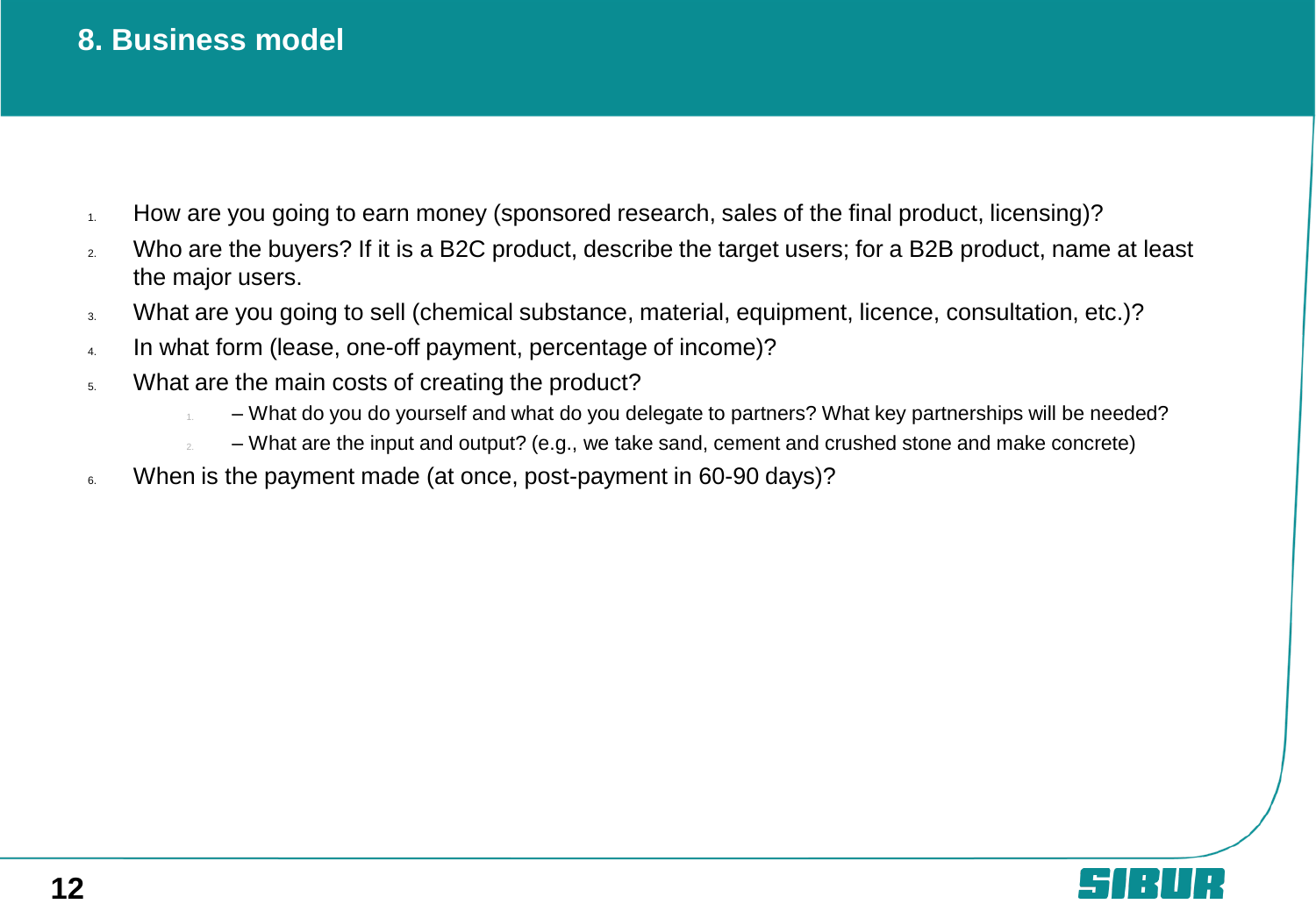# 8. Business model

1. How are you going to earn money (sponsored research, sales of the final product, licensing)?
2. Who are the buyers? If it is a B2C product, describe the target users; for a B2B product, name at least the major users.
3. What are you going to sell (chemical substance, material, equipment, licence, consultation, etc.)?
4. In what form (lease, one-off payment, percentage of income)?
5. What are the main costs of creating the product?
    1. – What do you do yourself and what do you delegate to partners? What key partnerships will be needed?
    2. – What are the input and output? (e.g., we take sand, cement and crushed stone and make concrete)
6. When is the payment made (at once, post-payment in 60-90 days)?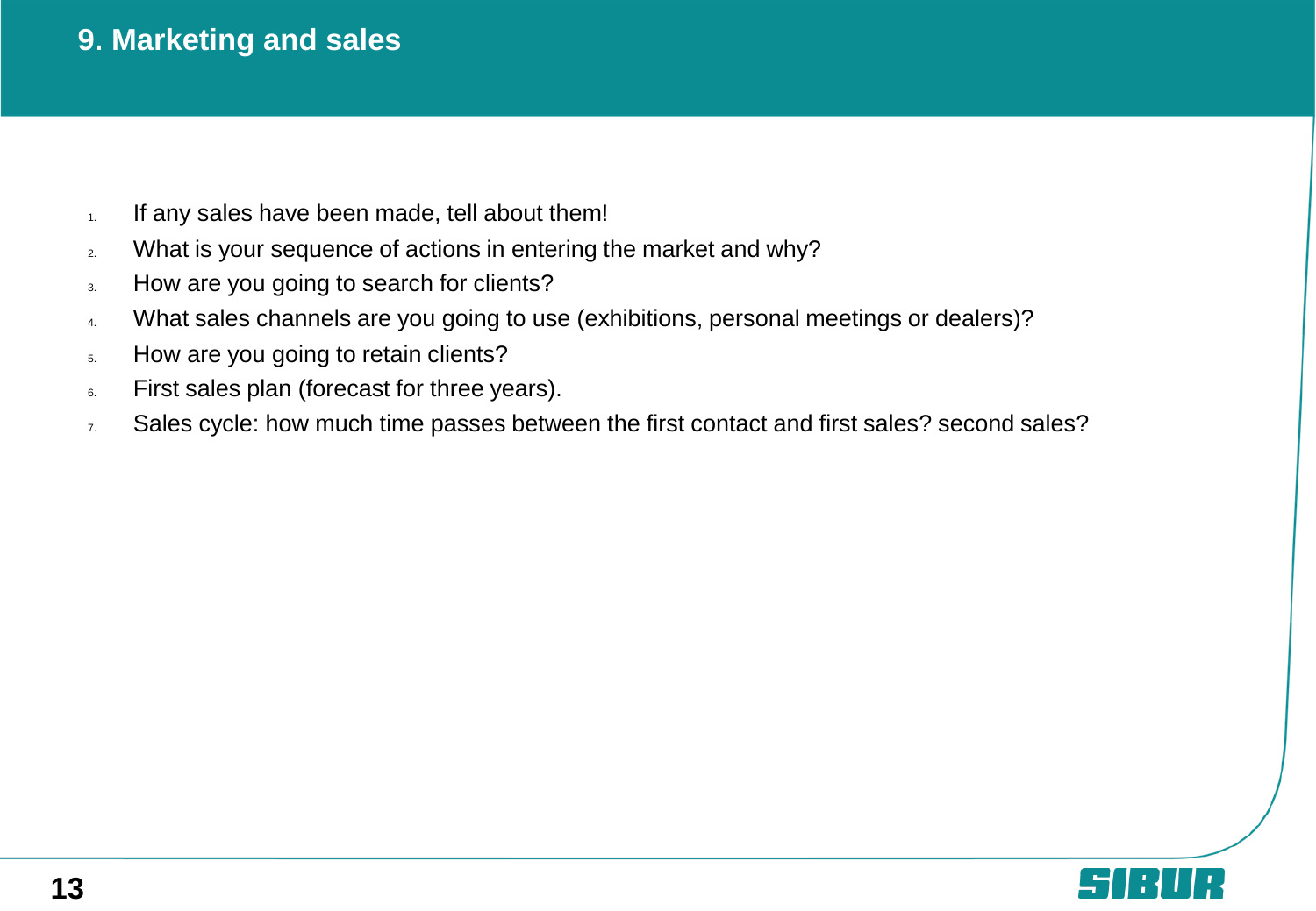# 9. Marketing and sales

1. If any sales have been made, tell about them!
2. What is your sequence of actions in entering the market and why?
3. How are you going to search for clients?
4. What sales channels are you going to use (exhibitions, personal meetings or dealers)?
5. How are you going to retain clients?
6. First sales plan (forecast for three years).
7. Sales cycle: how much time passes between the first contact and first sales? second sales?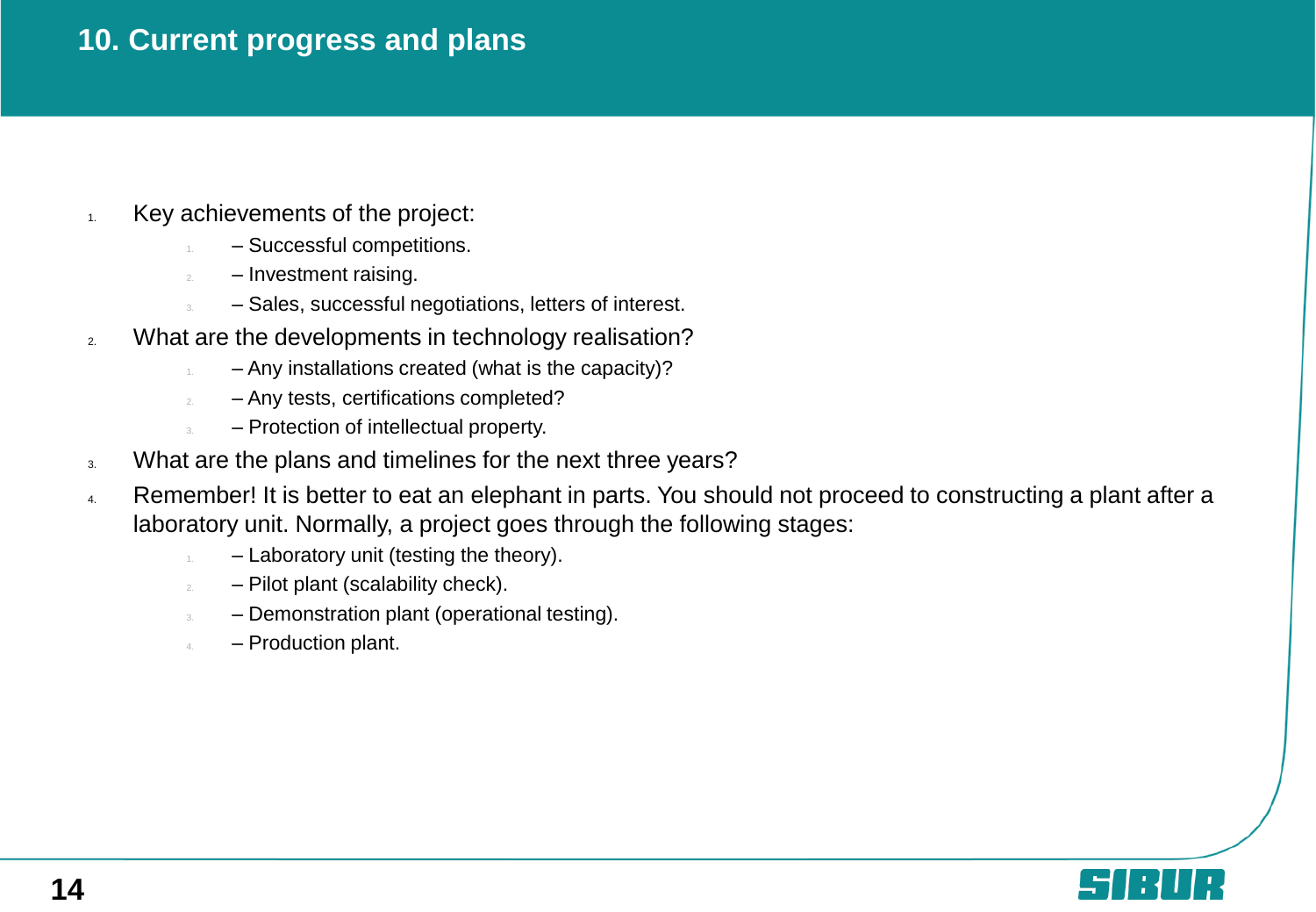# 10. Current progress and plans

1. Key achievements of the project:
   1. – Successful competitions.
   2. – Investment raising.
   3. – Sales, successful negotiations, letters of interest.
2. What are the developments in technology realisation?
   1. – Any installations created (what is the capacity)?
   2. – Any tests, certifications completed?
   3. – Protection of intellectual property.
3. What are the plans and timelines for the next three years?
4. Remember! It is better to eat an elephant in parts. You should not proceed to constructing a plant after a laboratory unit. Normally, a project goes through the following stages:
   1. – Laboratory unit (testing the theory).
   2. – Pilot plant (scalability check).
   3. – Demonstration plant (operational testing).
   4. – Production plant.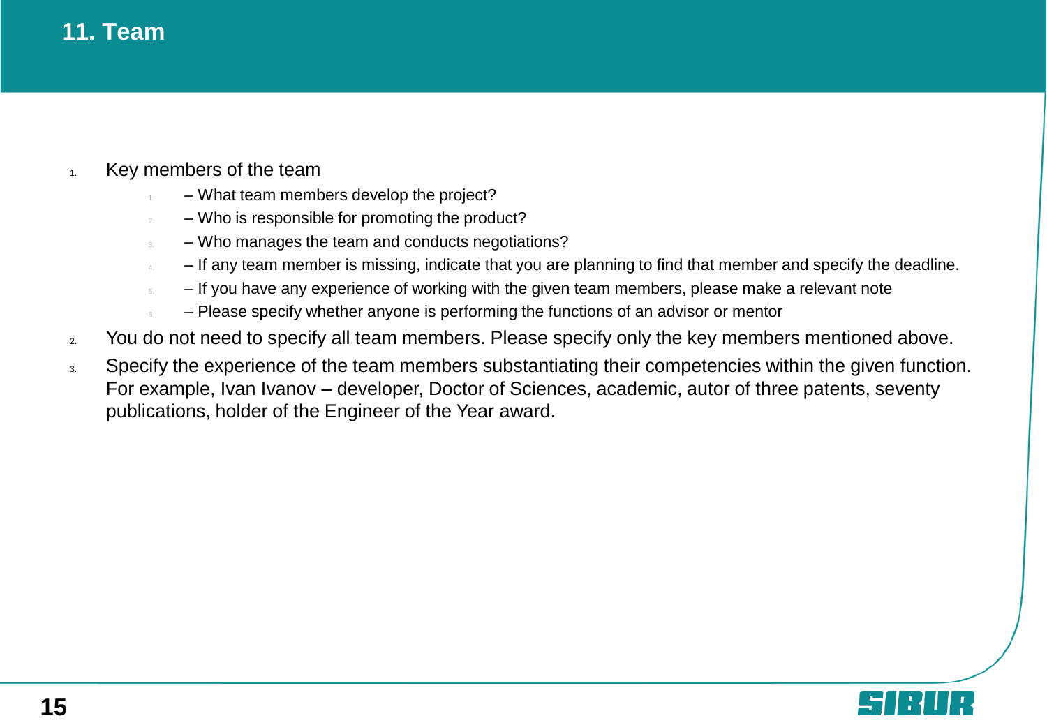# 11. Team

1. Key members of the team
   1. – What team members develop the project?
   2. – Who is responsible for promoting the product?
   3. – Who manages the team and conducts negotiations?
   4. – If any team member is missing, indicate that you are planning to find that member and specify the deadline.
   5. – If you have any experience of working with the given team members, please make a relevant note
   6. – Please specify whether anyone is performing the functions of an advisor or mentor
2. You do not need to specify all team members. Please specify only the key members mentioned above.
3. Specify the experience of the team members substantiating their competencies within the given function. For example, Ivan Ivanov – developer, Doctor of Sciences, academic, autor of three patents, seventy publications, holder of the Engineer of the Year award.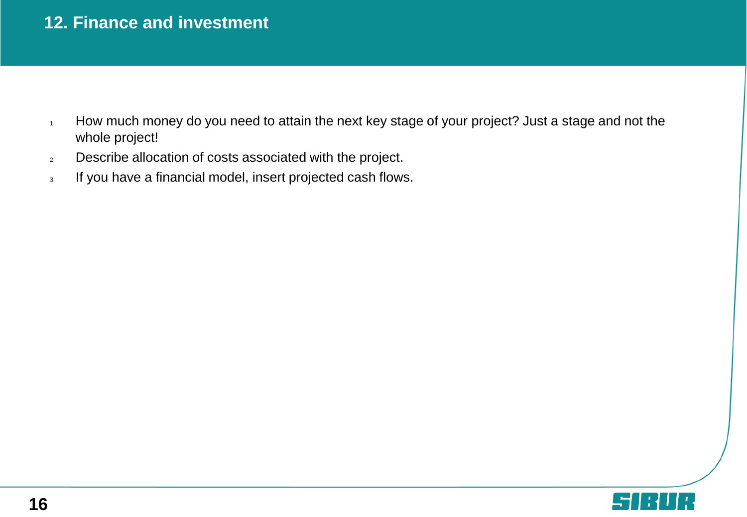## 12. Finance and investment

1. How much money do you need to attain the next key stage of your project? Just a stage and not the whole project!
2. Describe allocation of costs associated with the project.
3. If you have a financial model, insert projected cash flows.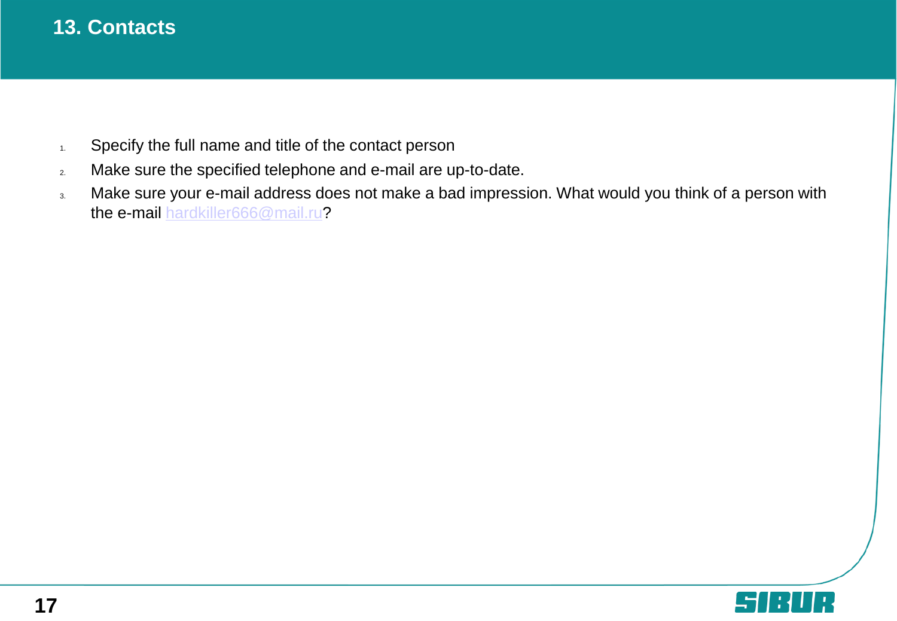# 13. Contacts

1. Specify the full name and title of the contact person
2. Make sure the specified telephone and e-mail are up-to-date.
3. Make sure your e-mail address does not make a bad impression. What would you think of a person with the e-mail hardkiller666@mail.ru?